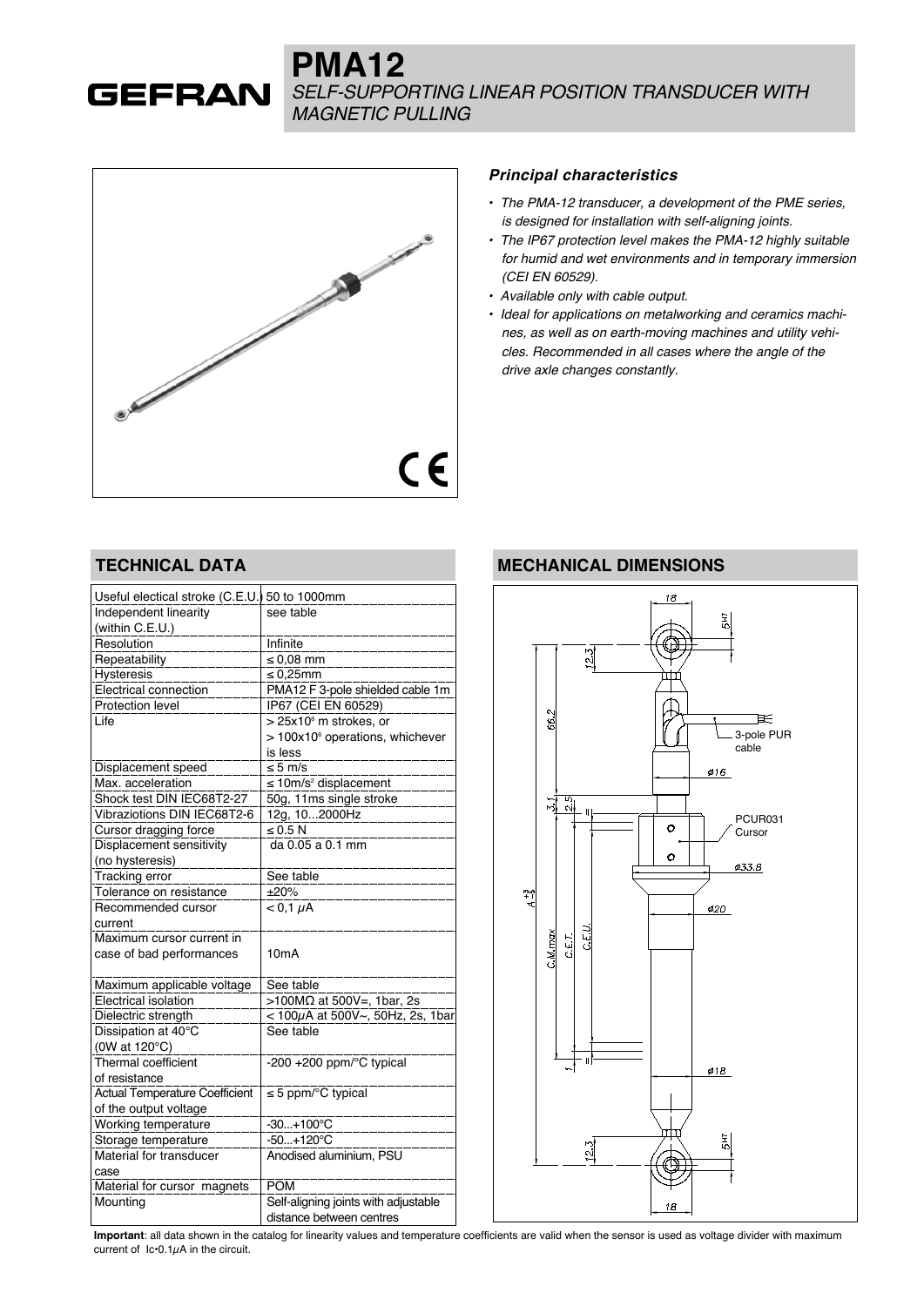# PMA12

*SELF-SUPPORTING LINEAR POSITION TRANSDUCER WITH MAGNETIC PULLING*

GEFRAN

### *Principal characteristics*

- *The PMA-12 transducer, a development of the PME series, is designed for installation with self-aligning joints.*
- *The IP67 protection level makes the PMA-12 highly suitable for humid and wet environments and in temporary immersion (CEI EN 60529).*
- *Available only with cable output.*
- *Ideal for applications on metalworking and ceramics machines, as well as on earth-moving machines and utility vehicles. Recommended in all cases where the angle of the drive axle changes constantly.*

## TECHNICAL DATA

| | |
|---|---|
| Useful electical stroke (C.E.U.) | 50 to 1000mm |
| Independent linearity (within C.E.U.) | see table |
| Resolution | Infinite |
| Repeatability | ≤ 0,08 mm |
| Hysteresis | ≤ 0,25mm |
| Electrical connection | PMA12 F 3-pole shielded cable 1m |
| Protection level | IP67 (CEI EN 60529) |
| Life | > 25x10[6] m strokes, or > 100x10[6] operations, whichever is less |
| Displacement speed | ≤ 5 m/s |
| Max. acceleration | ≤ 10m/s² displacement |
| Shock test DIN IEC68T2-27 | 50g, 11ms single stroke |
| Vibraziotions DIN IEC68T2-6 | 12g, 10...2000Hz |
| Cursor dragging force | ≤ 0.5 N |
| Displacement sensitivity (no hysteresis) | da 0.05 a 0.1 mm |
| Tracking error | See table |
| Tolerance on resistance | ±20% |
| Recommended cursor current | < 0,1 μA |
| Maximum cursor current in case of bad performances | 10mA |
| Maximum applicable voltage | See table |
| Electrical isolation | >100MΩ at 500V=, 1bar, 2s |
| Dielectric strength | < 100μA at 500V~, 50Hz, 2s, 1bar |
| Dissipation at 40°C (0W at 120°C) | See table |
| Thermal coefficient of resistance | -200 +200 ppm/°C typical |
| Actual Temperature Coefficient of the output voltage | ≤ 5 ppm/°C typical |
| Working temperature | -30...+100°C |
| Storage temperature | -50...+120°C |
| Material for transducer case | Anodised aluminium, PSU |
| Material for cursor magnets | POM |
| Mounting | Self-aligning joints with adjustable distance between centres |

## MECHANICAL DIMENSIONS

18
5H7
12.3
66.2
3-pole PUR cable
Ø16
3.1
2.5
PCUR031 Cursor
Ø33.8
A ±3
Ø20
C.M.max
C.E.T.
C.E.U.
1
Ø18
12.3
5H7
18

**Important**: all data shown in the catalog for linearity values and temperature coefficients are valid when the sensor is used as voltage divider with maximum current of Ic•0.1μA in the circuit.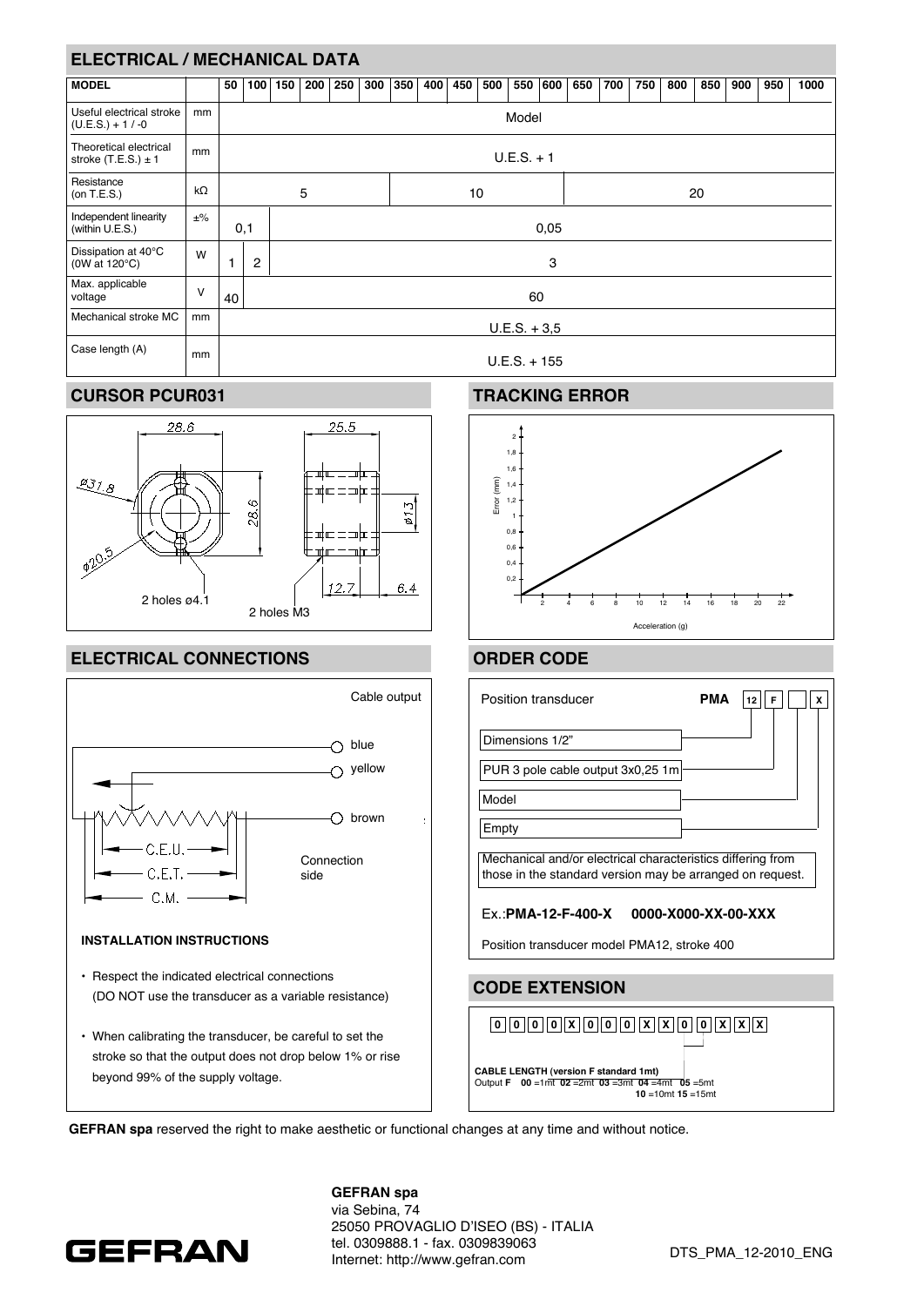## ELECTRICAL / MECHANICAL DATA

| MODEL | | 50 | 100 | 150 | 200 | 250 | 300 | 350 | 400 | 450 | 500 | 550 | 600 | 650 | 700 | 750 | 800 | 850 | 900 | 950 | 1000 |
|---|---|---|---|---|---|---|---|---|---|---|---|---|---|---|---|---|---|---|---|---|---|
| Useful electrical stroke (U.E.S.) + 1 / -0 | mm | Model | | | | | | | | | | | | | | | | | | | |
| Theoretical electrical stroke (T.E.S.) ± 1 | mm | U.E.S. + 1 | | | | | | | | | | | | | | | | | | | |
| Resistance (on T.E.S.) | kΩ | 5 | | | | | | 10 | | | | | | 20 | | | | | | | |
| Independent linearity (within U.E.S.) | ±% | 0,1 | | 0,05 | | | | | | | | | | | | | | | | | |
| Dissipation at 40°C (0W at 120°C) | W | 1 | 2 | 3 | | | | | | | | | | | | | | | | | |
| Max. applicable voltage | V | 40 | 60 | | | | | | | | | | | | | | | | | | |
| Mechanical stroke MC | mm | U.E.S. + 3,5 | | | | | | | | | | | | | | | | | | | |
| Case length (A) | mm | U.E.S. + 155 | | | | | | | | | | | | | | | | | | | |

## CURSOR PCUR031

28.6
25.5
ø31.8
28.6
ø13
ø20.5
12.7
6.4
2 holes ø4.1
2 holes M3

## TRACKING ERROR

Error (mm)
2
1,8
1,6
1,4
1,2
1
0,8
0,6
0,4
0,2
2 4 6 8 10 12 14 16 18 20 22
Acceleration (g)

## ELECTRICAL CONNECTIONS

Cable output
blue
yellow
brown
C.E.U.
C.E.T.
C.M.
Connection side

**INSTALLATION INSTRUCTIONS**

- Respect the indicated electrical connections (DO NOT use the transducer as a variable resistance)
- When calibrating the transducer, be careful to set the stroke so that the output does not drop below 1% or rise beyond 99% of the supply voltage.

## ORDER CODE

Position transducer **PMA** 12 F [ ] X

- Dimensions 1/2"
- PUR 3 pole cable output 3x0,25 1m
- Model
- Empty

Mechanical and/or electrical characteristics differing from those in the standard version may be arranged on request.

Ex.:**PMA-12-F-400-X 0000-X000-XX-00-XXX**

Position transducer model PMA12, stroke 400

## CODE EXTENSION

0 0 0 0 X 0 0 0 X X 0 0 X X X

**CABLE LENGTH (version F standard 1mt)**
Output **F** **00** =1mt **02** =2mt **03** =3mt **04** =4mt **05** =5mt **10** =10mt **15** =15mt

**GEFRAN spa** reserved the right to make aesthetic or functional changes at any time and without notice.

**GEFRAN spa**
via Sebina, 74
25050 PROVAGLIO D'ISEO (BS) - ITALIA
tel. 0309888.1 - fax. 0309839063
Internet: http://www.gefran.com

DTS_PMA_12-2010_ENG